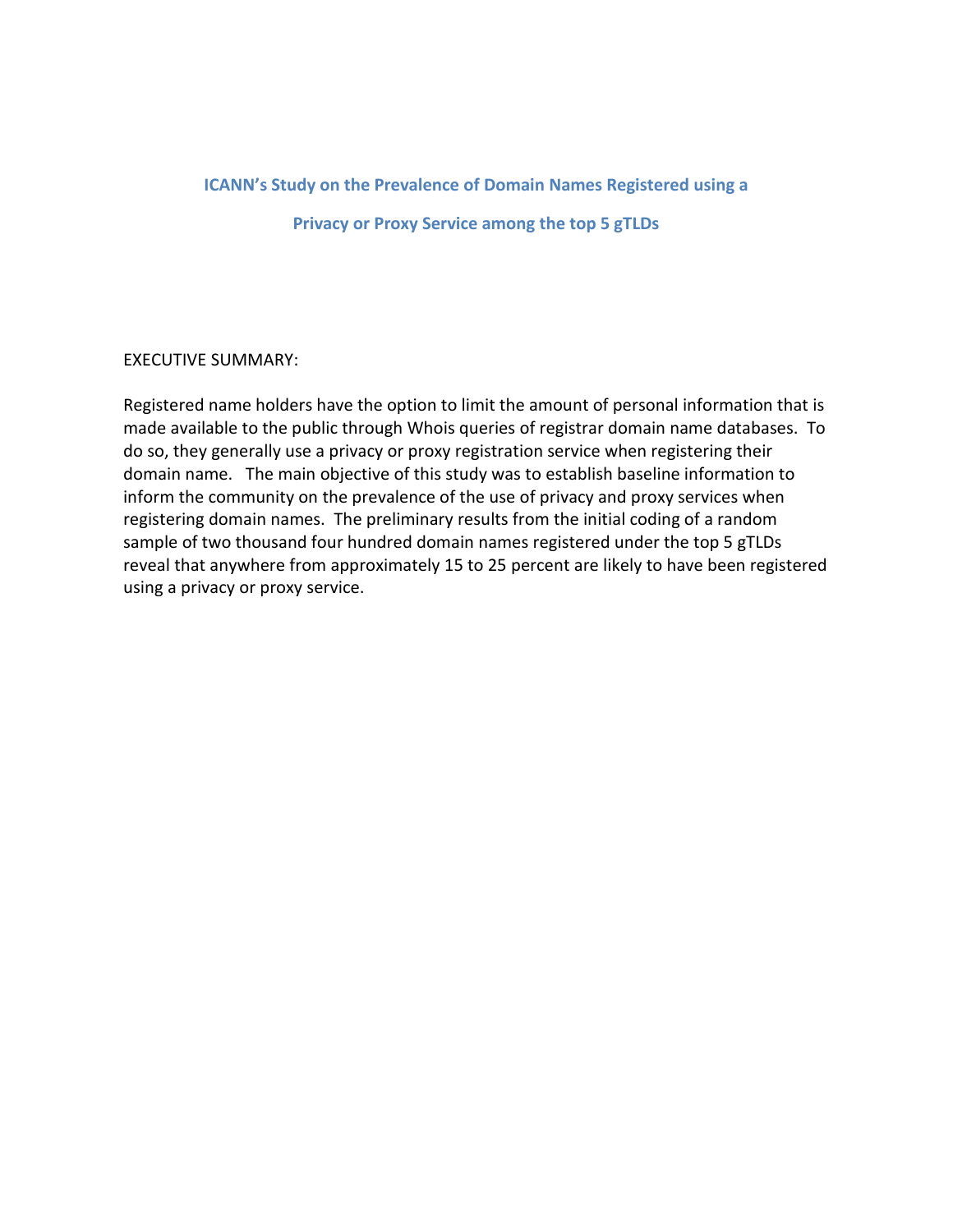# ICANN's Study on the Prevalence of Domain Names Registered using a Privacy or Proxy Service among the top 5 gTLDs

EXECUTIVE SUMMARY:

Registered name holders have the option to limit the amount of personal information that is made available to the public through Whois queries of registrar domain name databases. To do so, they generally use a privacy or proxy registration service when registering their domain name. The main objective of this study was to establish baseline information to inform the community on the prevalence of the use of privacy and proxy services when registering domain names. The preliminary results from the initial coding of a random sample of two thousand four hundred domain names registered under the top 5 gTLDs reveal that anywhere from approximately 15 to 25 percent are likely to have been registered using a privacy or proxy service.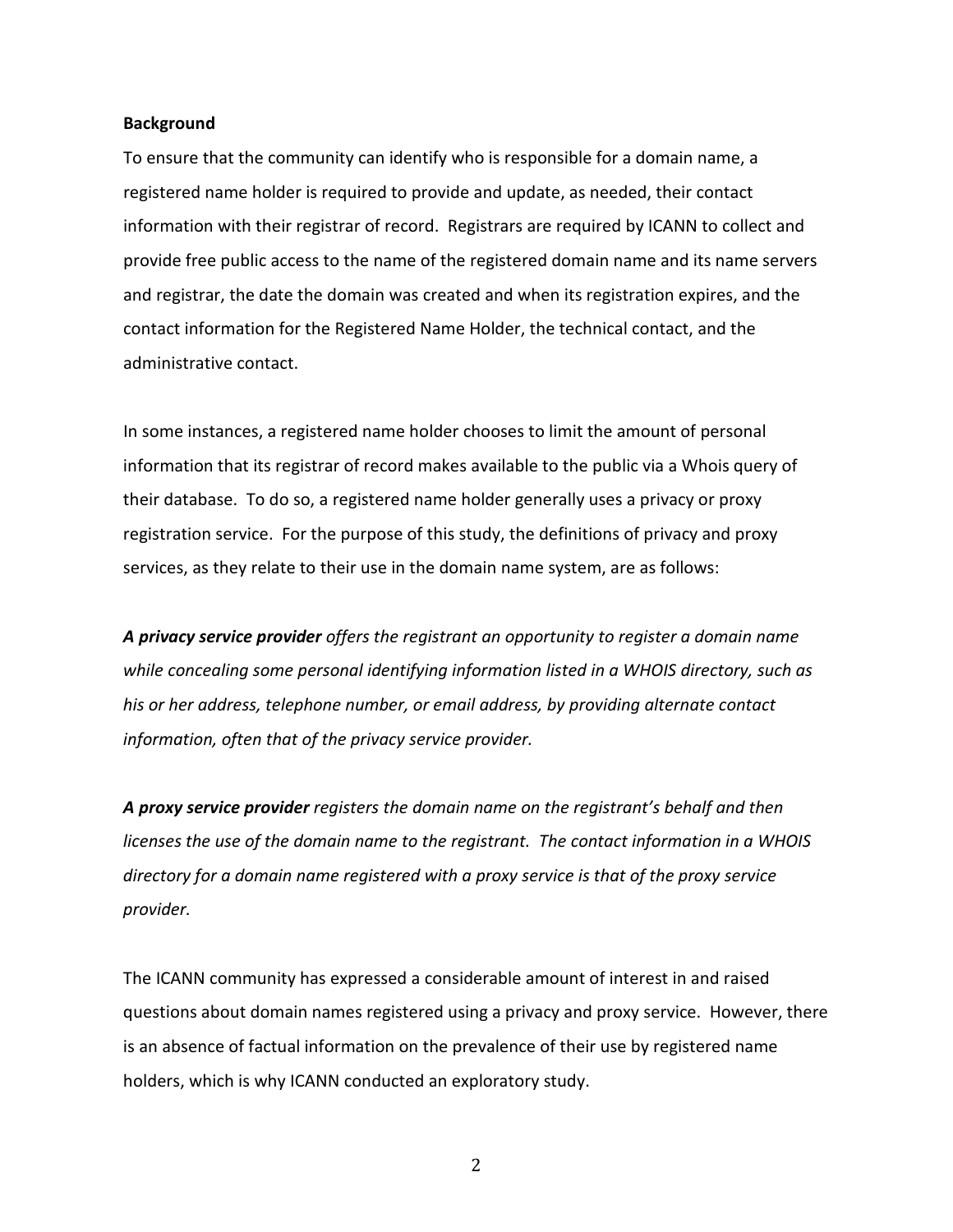**Background**

To ensure that the community can identify who is responsible for a domain name, a registered name holder is required to provide and update, as needed, their contact information with their registrar of record. Registrars are required by ICANN to collect and provide free public access to the name of the registered domain name and its name servers and registrar, the date the domain was created and when its registration expires, and the contact information for the Registered Name Holder, the technical contact, and the administrative contact.

In some instances, a registered name holder chooses to limit the amount of personal information that its registrar of record makes available to the public via a Whois query of their database. To do so, a registered name holder generally uses a privacy or proxy registration service. For the purpose of this study, the definitions of privacy and proxy services, as they relate to their use in the domain name system, are as follows:

***A privacy service provider*** *offers the registrant an opportunity to register a domain name while concealing some personal identifying information listed in a WHOIS directory, such as his or her address, telephone number, or email address, by providing alternate contact information, often that of the privacy service provider.*

***A proxy service provider*** *registers the domain name on the registrant's behalf and then licenses the use of the domain name to the registrant. The contact information in a WHOIS directory for a domain name registered with a proxy service is that of the proxy service provider.*

The ICANN community has expressed a considerable amount of interest in and raised questions about domain names registered using a privacy and proxy service. However, there is an absence of factual information on the prevalence of their use by registered name holders, which is why ICANN conducted an exploratory study.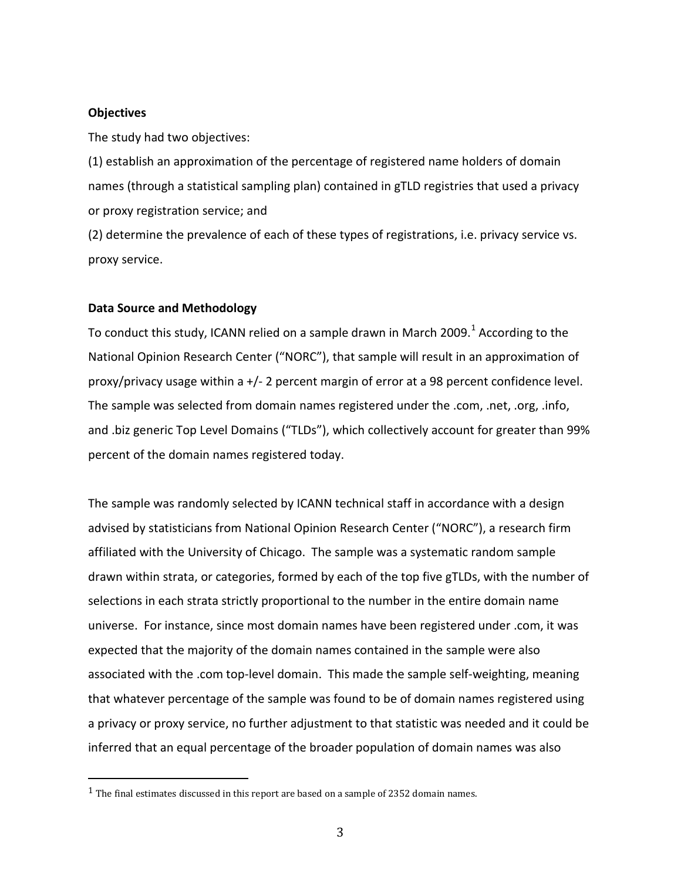**Objectives**

The study had two objectives:

(1) establish an approximation of the percentage of registered name holders of domain names (through a statistical sampling plan) contained in gTLD registries that used a privacy or proxy registration service; and

(2) determine the prevalence of each of these types of registrations, i.e. privacy service vs. proxy service.

**Data Source and Methodology**

To conduct this study, ICANN relied on a sample drawn in March 2009.[1] According to the National Opinion Research Center ("NORC"), that sample will result in an approximation of proxy/privacy usage within a +/- 2 percent margin of error at a 98 percent confidence level. The sample was selected from domain names registered under the .com, .net, .org, .info, and .biz generic Top Level Domains ("TLDs"), which collectively account for greater than 99% percent of the domain names registered today.

The sample was randomly selected by ICANN technical staff in accordance with a design advised by statisticians from National Opinion Research Center ("NORC"), a research firm affiliated with the University of Chicago. The sample was a systematic random sample drawn within strata, or categories, formed by each of the top five gTLDs, with the number of selections in each strata strictly proportional to the number in the entire domain name universe. For instance, since most domain names have been registered under .com, it was expected that the majority of the domain names contained in the sample were also associated with the .com top-level domain. This made the sample self-weighting, meaning that whatever percentage of the sample was found to be of domain names registered using a privacy or proxy service, no further adjustment to that statistic was needed and it could be inferred that an equal percentage of the broader population of domain names was also

[1] The final estimates discussed in this report are based on a sample of 2352 domain names.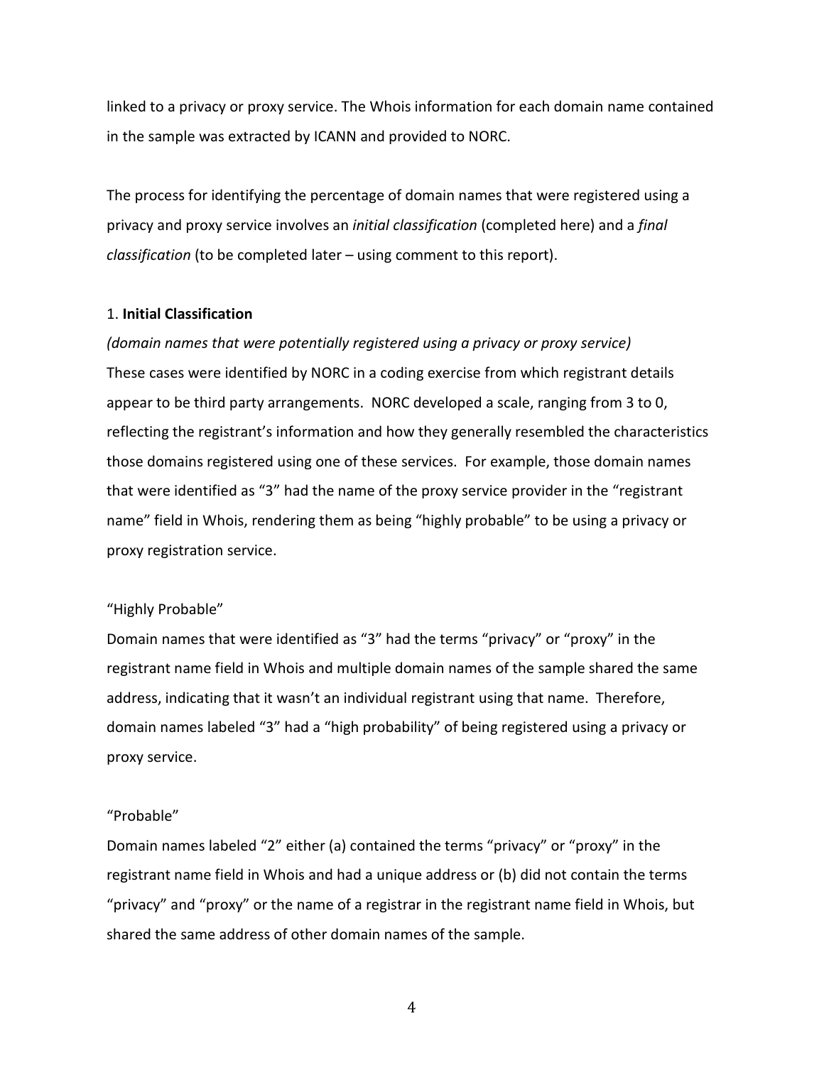linked to a privacy or proxy service. The Whois information for each domain name contained in the sample was extracted by ICANN and provided to NORC.

The process for identifying the percentage of domain names that were registered using a privacy and proxy service involves an *initial classification* (completed here) and a *final classification* (to be completed later – using comment to this report).

1. **Initial Classification**

*(domain names that were potentially registered using a privacy or proxy service)*
These cases were identified by NORC in a coding exercise from which registrant details appear to be third party arrangements. NORC developed a scale, ranging from 3 to 0, reflecting the registrant's information and how they generally resembled the characteristics those domains registered using one of these services. For example, those domain names that were identified as "3" had the name of the proxy service provider in the "registrant name" field in Whois, rendering them as being "highly probable" to be using a privacy or proxy registration service.

"Highly Probable"

Domain names that were identified as "3" had the terms "privacy" or "proxy" in the registrant name field in Whois and multiple domain names of the sample shared the same address, indicating that it wasn't an individual registrant using that name. Therefore, domain names labeled "3" had a "high probability" of being registered using a privacy or proxy service.

"Probable"

Domain names labeled "2" either (a) contained the terms "privacy" or "proxy" in the registrant name field in Whois and had a unique address or (b) did not contain the terms "privacy" and "proxy" or the name of a registrar in the registrant name field in Whois, but shared the same address of other domain names of the sample.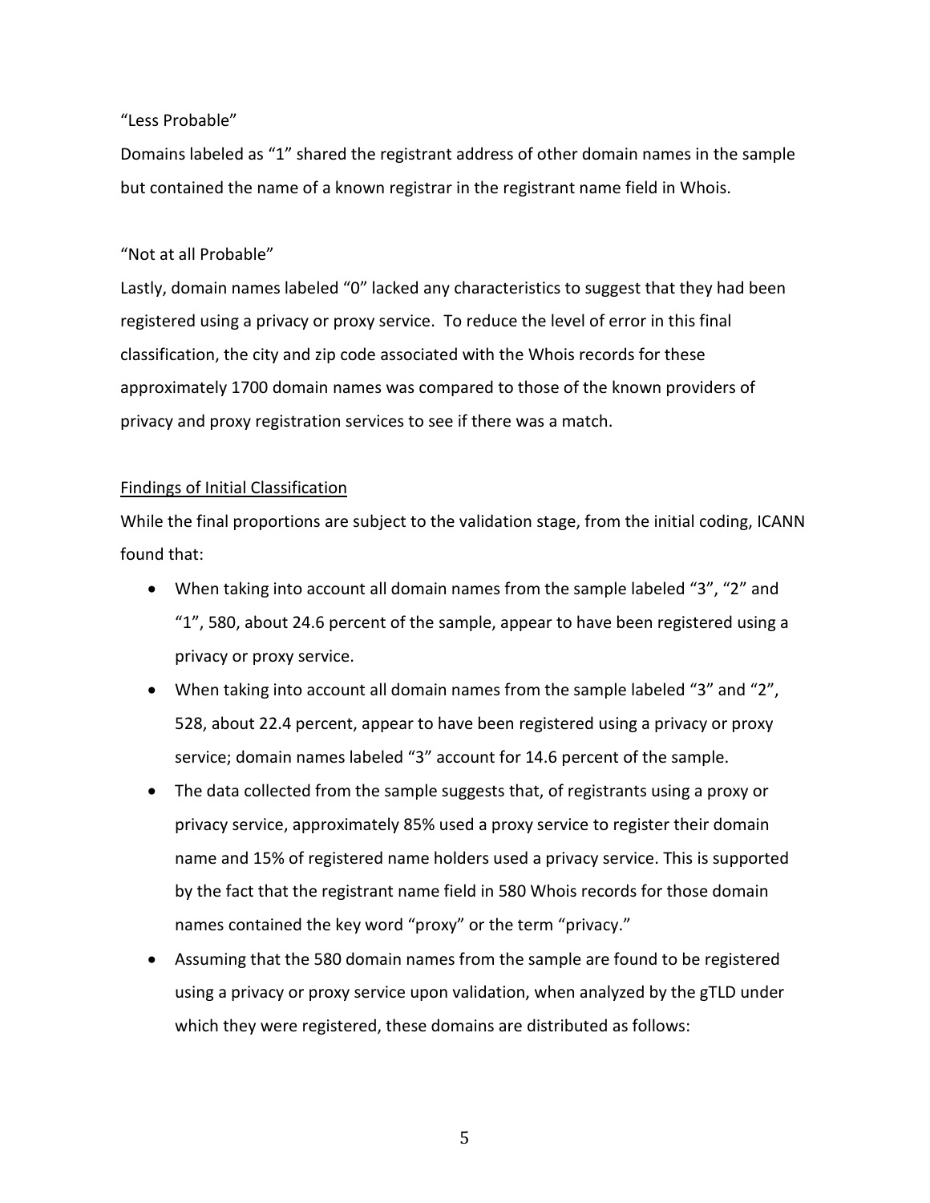"Less Probable"

Domains labeled as "1" shared the registrant address of other domain names in the sample but contained the name of a known registrar in the registrant name field in Whois.

"Not at all Probable"

Lastly, domain names labeled "0" lacked any characteristics to suggest that they had been registered using a privacy or proxy service. To reduce the level of error in this final classification, the city and zip code associated with the Whois records for these approximately 1700 domain names was compared to those of the known providers of privacy and proxy registration services to see if there was a match.

<u>Findings of Initial Classification</u>

While the final proportions are subject to the validation stage, from the initial coding, ICANN found that:

- When taking into account all domain names from the sample labeled "3", "2" and "1", 580, about 24.6 percent of the sample, appear to have been registered using a privacy or proxy service.
- When taking into account all domain names from the sample labeled "3" and "2", 528, about 22.4 percent, appear to have been registered using a privacy or proxy service; domain names labeled "3" account for 14.6 percent of the sample.
- The data collected from the sample suggests that, of registrants using a proxy or privacy service, approximately 85% used a proxy service to register their domain name and 15% of registered name holders used a privacy service. This is supported by the fact that the registrant name field in 580 Whois records for those domain names contained the key word "proxy" or the term "privacy."
- Assuming that the 580 domain names from the sample are found to be registered using a privacy or proxy service upon validation, when analyzed by the gTLD under which they were registered, these domains are distributed as follows: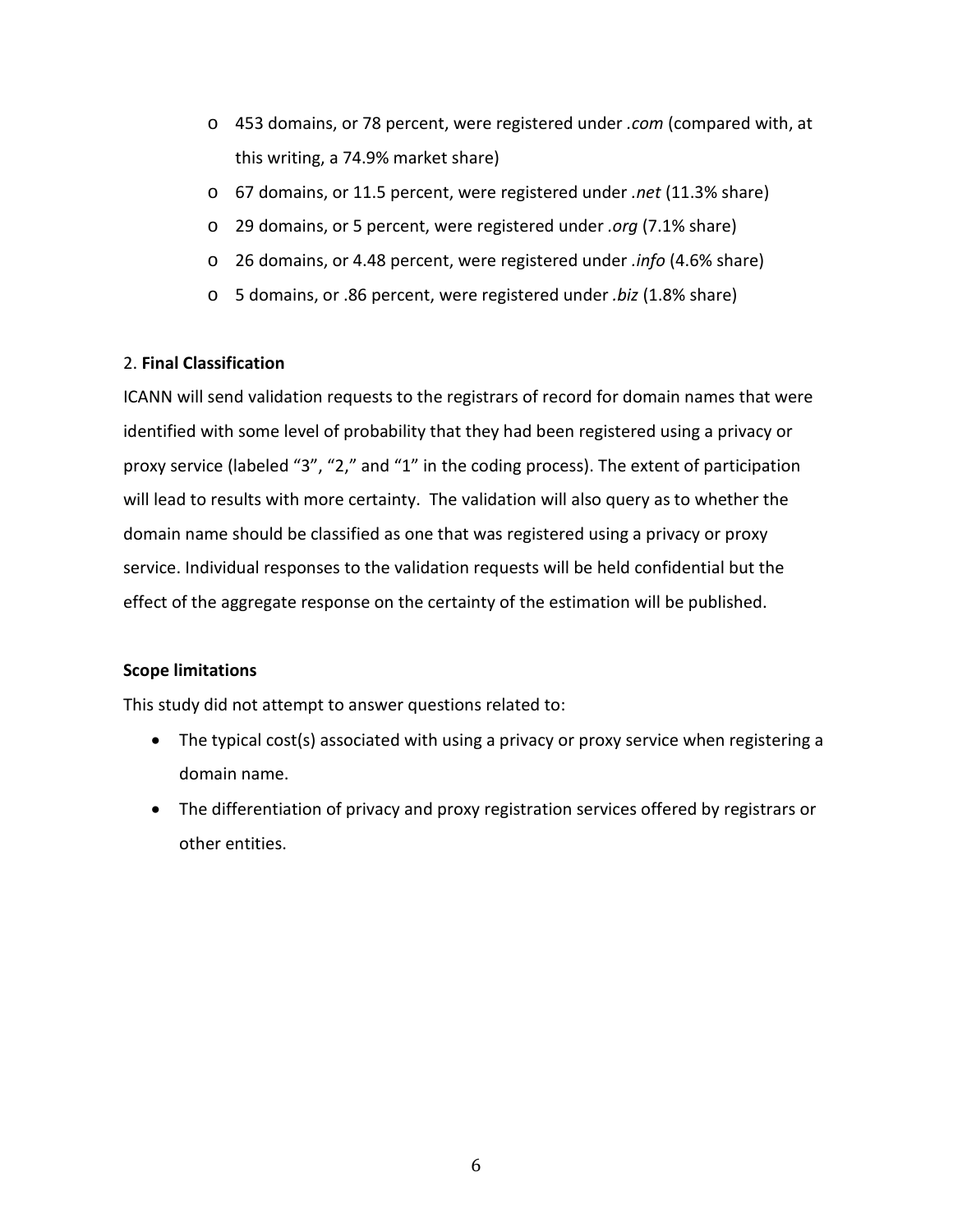- 453 domains, or 78 percent, were registered under *.com* (compared with, at this writing, a 74.9% market share)
- 67 domains, or 11.5 percent, were registered under *.net* (11.3% share)
- 29 domains, or 5 percent, were registered under *.org* (7.1% share)
- 26 domains, or 4.48 percent, were registered under *.info* (4.6% share)
- 5 domains, or .86 percent, were registered under *.biz* (1.8% share)

2. **Final Classification**

ICANN will send validation requests to the registrars of record for domain names that were identified with some level of probability that they had been registered using a privacy or proxy service (labeled "3", "2," and "1" in the coding process). The extent of participation will lead to results with more certainty. The validation will also query as to whether the domain name should be classified as one that was registered using a privacy or proxy service. Individual responses to the validation requests will be held confidential but the effect of the aggregate response on the certainty of the estimation will be published.

**Scope limitations**

This study did not attempt to answer questions related to:

- The typical cost(s) associated with using a privacy or proxy service when registering a domain name.
- The differentiation of privacy and proxy registration services offered by registrars or other entities.